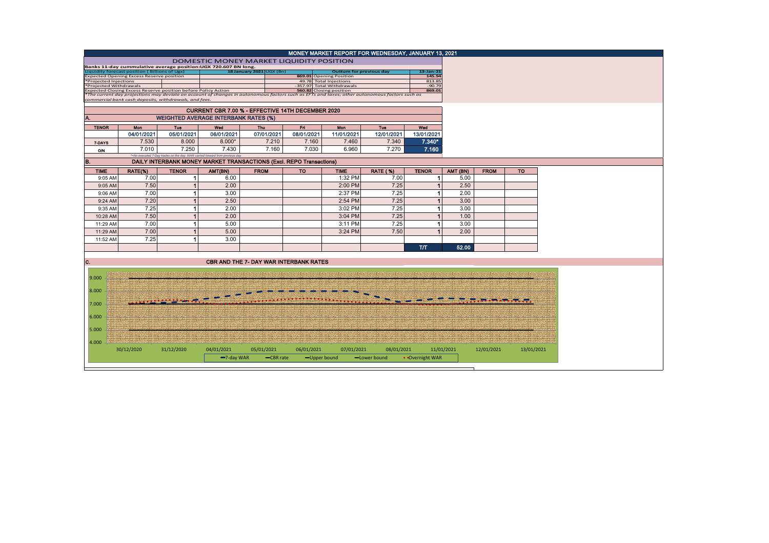# MONEY MARKET REPORT FOR WEDNESDAY, JANUARY 13, 2021

## DOMESTIC MONEY MARKET LIQUIDITY POSITION

**Banks 11-day cummulative average position:UGX 720.607 BN long.**

| Liquidity forecast position (Billions of Ugx) | 18 January 2021 UGX (Bn) | Outturn for previous day | 13-Jan-21 |
|---|---|---|---|
| Expected Opening Excess Reserve position | 869.01 | Opening Position | 145.94 |
| *Projected Injections | 49.78 | Total Injections | 813.85 |
| *Projected Withdrawals | -357.97 | Total Withdrawals | -90.79 |
| Expected Closing Excess Reserve position before Policy Action | 560.82 | Closing position | 869.01 |

*The current day projections may deviate on account of changes in autonomous factors such as EFTs and taxes; other autonomous factors such as commercial bank cash deposits, withdrawals, and fees.

## CURRENT CBR 7.00 % - EFFECTIVE 14TH DECEMBER 2020

### A. WEIGHTED AVERAGE INTERBANK RATES (%)

| TENOR | Mon | Tue | Wed | Thu | Fri | Mon | Tue | Wed |
|---|---|---|---|---|---|---|---|---|
| | 04/01/2021 | 05/01/2021 | 06/01/2021 | 07/01/2021 | 08/01/2021 | 11/01/2021 | 12/01/2021 | 13/01/2021 |
| 7-DAYS | 7.530 | 8.000 | 8.000* | 7.210 | 7.160 | 7.460 | 7.340 | 7.340* |
| O/N | 7.010 | 7.250 | 7.430 | 7.160 | 7.030 | 6.960 | 7.270 | 7.160 |

*=No executed 7-Day trades on the day. WAR carried forward from previous day.

### B. DAILY INTERBANK MONEY MARKET TRANSACTIONS (Excl. REPO Transactions)

| TIME | RATE(%) | TENOR | AMT(BN) | FROM | TO | TIME | RATE (%) | TENOR | AMT (BN) | FROM | TO |
|---|---|---|---|---|---|---|---|---|---|---|---|
| 9:05 AM | 7.00 | 1 | 6.00 | | | 1:32 PM | 7.00 | 1 | 5.00 | | |
| 9:05 AM | 7.50 | 1 | 2.00 | | | 2:00 PM | 7.25 | 1 | 2.50 | | |
| 9:06 AM | 7.00 | 1 | 3.00 | | | 2:37 PM | 7.25 | 1 | 2.00 | | |
| 9:24 AM | 7.20 | 1 | 2.50 | | | 2:54 PM | 7.25 | 1 | 3.00 | | |
| 9:35 AM | 7.25 | 1 | 2.00 | | | 3:02 PM | 7.25 | 1 | 3.00 | | |
| 10:28 AM | 7.50 | 1 | 2.00 | | | 3:04 PM | 7.25 | 1 | 1.00 | | |
| 11:29 AM | 7.00 | 1 | 5.00 | | | 3:11 PM | 7.25 | 1 | 3.00 | | |
| 11:29 AM | 7.00 | 1 | 5.00 | | | 3:24 PM | 7.50 | 1 | 2.00 | | |
| 11:52 AM | 7.25 | 1 | 3.00 | | | | | | | | |
| | | | | | | | | T/T | 52.00 | | |

### C. CBR AND THE 7- DAY WAR INTERBANK RATES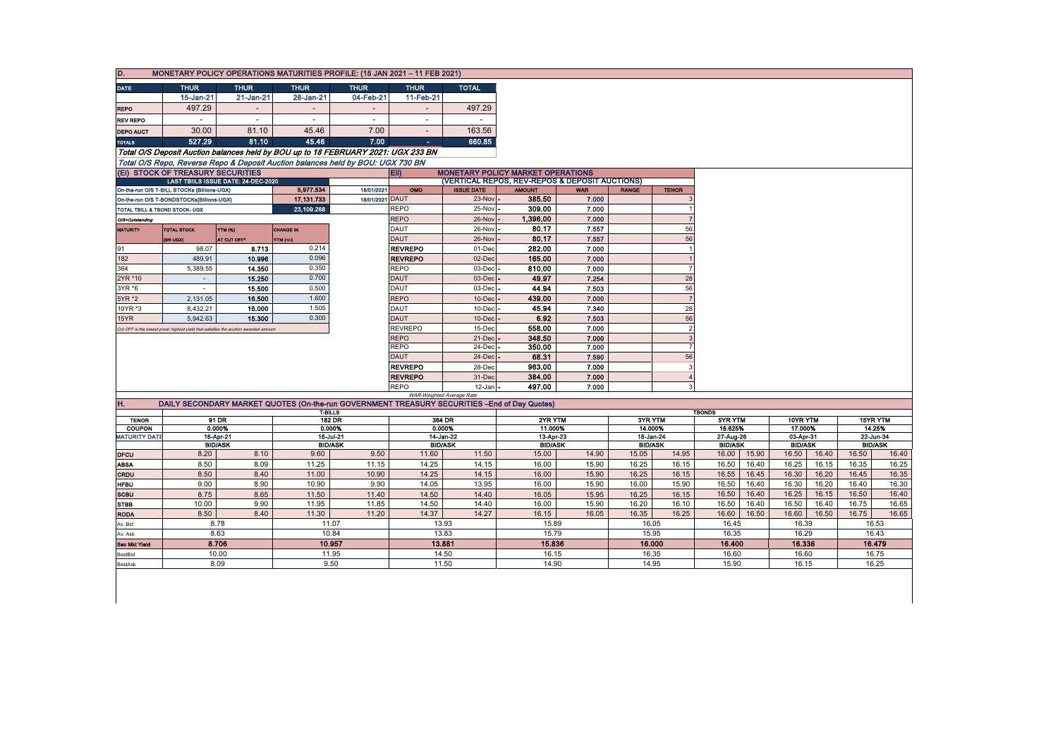## D. MONETARY POLICY OPERATIONS MATURITIES PROFILE: (15 JAN 2021 – 11 FEB 2021)

| DATE | THUR | THUR | THUR | THUR | THUR | TOTAL |
|---|---|---|---|---|---|---|
| | 15-Jan-21 | 21-Jan-21 | 28-Jan-21 | 04-Feb-21 | 11-Feb-21 | |
| REPO | 497.29 | - | - | - | - | 497.29 |
| REV REPO | - | - | - | - | - | - |
| DEPO AUCT | 30.00 | 81.10 | 45.46 | 7.00 | - | 163.56 |
| TOTALS | 527.29 | 81.10 | 45.46 | 7.00 | - | 660.85 |

*Total O/S Deposit Auction balances held by BOU up to 18 FEBRUARY 2021: UGX 233 BN*

*Total O/S Repo, Reverse Repo & Deposit Auction balances held by BOU: UGX 730 BN*

## (EI) STOCK OF TREASURY SECURITIES

LAST TBIILS ISSUE DATE: 24-DEC-2020

| | | |
|---|---|---|
| On-the-run O/S T-BILL STOCKs (Billions-UGX) | 5,977.534 | 18/01/2021 |
| On-the-run O/S T-BONDSTOCKs(Billions-UGX) | 17,131.733 | 18/01/2021 |
| TOTAL TBILL & TBOND STOCK- UGX | 23,109.268 | |

O/S=Outstanding

| MATURITY | TOTAL STOCK (BN UGX) | YTM (%) AT CUT OFF* | CHANGE IN YTM (+/-) |
|---|---|---|---|
| 91 | 98.07 | 8.713 | 0.214 |
| 182 | 489.91 | 10.996 | 0.096 |
| 364 | 5,389.55 | 14.350 | 0.350 |
| 2YR *10 | - | 15.250 | 0.700 |
| 3YR *6 | - | 15.500 | 0.500 |
| 5YR *2 | 2,131.05 | 16.500 | 1.600 |
| 10YR *3 | 8,432.21 | 16.000 | 1.505 |
| 15YR | 5,942.63 | 15.300 | 0.300 |

*Cut OFF is the lowest price/ highest yield that satisfies the auction awarded amount.*

## EII) MONETARY POLICY MARKET OPERATIONS

(VERTICAL REPOS, REV-REPOS & DEPOSIT AUCTIONS)

| OMO | ISSUE DATE | AMOUNT | WAR | RANGE | TENOR |
|---|---|---|---|---|---|
| DAUT | 23-Nov | 385.50 | 7.000 | | 3 |
| REPO | 25-Nov | 309.00 | 7.000 | | 1 |
| REPO | 26-Nov | 1,396.00 | 7.000 | | 7 |
| DAUT | 26-Nov | 80.17 | 7.557 | | 56 |
| DAUT | 26-Nov | 80.17 | 7.557 | | 56 |
| REVREPO | 01-Dec | 282.00 | 7.000 | | 1 |
| REVREPO | 02-Dec | 165.00 | 7.000 | | 1 |
| REPO | 03-Dec | 810.00 | 7.000 | | 7 |
| DAUT | 03-Dec | 49.97 | 7.254 | | 28 |
| DAUT | 03-Dec | 44.94 | 7.503 | | 56 |
| REPO | 10-Dec | 439.00 | 7.000 | | 7 |
| DAUT | 10-Dec | 45.94 | 7.340 | | 28 |
| DAUT | 10-Dec | 6.92 | 7.503 | | 56 |
| REVREPO | 15-Dec | 558.00 | 7.000 | | 2 |
| REPO | 21-Dec | 348.50 | 7.000 | | 3 |
| REPO | 24-Dec | 350.00 | 7.000 | | 7 |
| DAUT | 24-Dec | 68.31 | 7.590 | | 56 |
| REVREPO | 28-Dec | 963.00 | 7.000 | | 3 |
| REVREPO | 31-Dec | 384.00 | 7.000 | | 4 |
| REPO | 12-Jan | 497.00 | 7.000 | | 3 |

*WAR-Weighted Average Rate*

## H. DAILY SECONDARY MARKET QUOTES (On-the-run GOVERNMENT TREASURY SECURITIES –End of Day Quotes)

| | T-BILLS | | | | | | TBONDS | | | | | | | | | | | |
|---|---|---|---|---|---|---|---|---|---|---|---|---|---|---|---|---|---|---|
| TENOR | 91 DR | | 182 DR | | 364 DR | | 2YR YTM | | 3YR YTM | | 5YR YTM | | 10YR YTM | | 15YR YTM | |
| COUPON | 0.000% | | 0.000% | | 0.000% | | 11.000% | | 14.000% | | 16.625% | | 17.000% | | 14.25% | |
| MATURITY DATE | 16-Apr-21 | | 16-Jul-21 | | 14-Jan-22 | | 13-Apr-23 | | 18-Jan-24 | | 27-Aug-26 | | 03-Apr-31 | | 22-Jun-34 | |
| | BID/ASK | | BID/ASK | | BID/ASK | | BID/ASK | | BID/ASK | | BID/ASK | | BID/ASK | | BID/ASK | |
| DFCU | 8.20 | 8.10 | 9.60 | 9.50 | 11.60 | 11.50 | 15.00 | 14.90 | 15.05 | 14.95 | 16.00 | 15.90 | 16.50 | 16.40 | 16.50 | 16.40 |
| ABSA | 8.50 | 8.09 | 11.25 | 11.15 | 14.25 | 14.15 | 16.00 | 15.90 | 16.25 | 16.15 | 16.50 | 16.40 | 16.25 | 16.15 | 16.35 | 16.25 |
| CRDU | 8.50 | 8.40 | 11.00 | 10.90 | 14.25 | 14.15 | 16.00 | 15.90 | 16.25 | 16.15 | 16.55 | 16.45 | 16.30 | 16.20 | 16.45 | 16.35 |
| HFBU | 9.00 | 8.90 | 10.90 | 9.90 | 14.05 | 13.95 | 16.00 | 15.90 | 16.00 | 15.90 | 16.50 | 16.40 | 16.30 | 16.20 | 16.40 | 16.30 |
| SCBU | 8.75 | 8.65 | 11.50 | 11.40 | 14.50 | 14.40 | 16.05 | 15.95 | 16.25 | 16.15 | 16.50 | 16.40 | 16.25 | 16.15 | 16.50 | 16.40 |
| STBB | 10.00 | 9.90 | 11.95 | 11.85 | 14.50 | 14.40 | 16.00 | 15.90 | 16.20 | 16.10 | 16.50 | 16.40 | 16.50 | 16.40 | 16.75 | 16.65 |
| RODA | 8.50 | 8.40 | 11.30 | 11.20 | 14.37 | 14.27 | 16.15 | 16.05 | 16.35 | 16.25 | 16.60 | 16.50 | 16.60 | 16.50 | 16.75 | 16.65 |
| Av. Bid | 8.78 | | 11.07 | | 13.93 | | 15.89 | | 16.05 | | 16.45 | | 16.39 | | 16.53 | |
| Av. Ask | 8.63 | | 10.84 | | 13.83 | | 15.79 | | 15.95 | | 16.35 | | 16.29 | | 16.43 | |
| Sec Mkt Yield | 8.706 | | 10.957 | | 13.881 | | 15.836 | | 16.000 | | 16.400 | | 16.336 | | 16.479 | |
| BestBid | 10.00 | | 11.95 | | 14.50 | | 16.15 | | 16.35 | | 16.60 | | 16.60 | | 16.75 | |
| BestAsk | 8.09 | | 9.50 | | 11.50 | | 14.90 | | 14.95 | | 15.90 | | 16.15 | | 16.25 | |